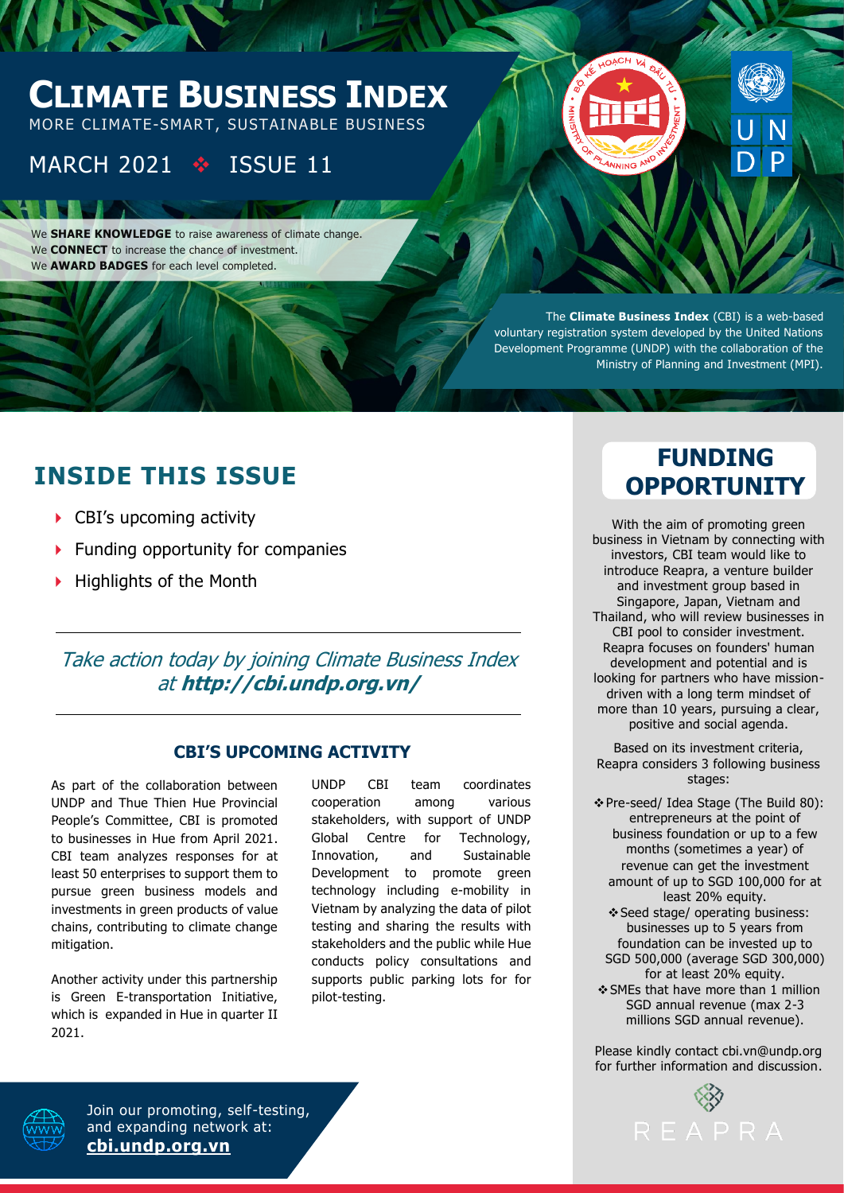# CLIMATE BUSINESS INDEX

MORE CLIMATE-SMART, SUSTAINABLE BUSINESS

MARCH 2021 ❖ ISSUE 11

We **SHARE KNOWLEDGE** to raise awareness of climate change.
We **CONNECT** to increase the chance of investment.
We **AWARD BADGES** for each level completed.

The **Climate Business Index** (CBI) is a web-based voluntary registration system developed by the United Nations Development Programme (UNDP) with the collaboration of the Ministry of Planning and Investment (MPI).

## INSIDE THIS ISSUE

- CBI's upcoming activity
- Funding opportunity for companies
- Highlights of the Month

*Take action today by joining Climate Business Index at **http://cbi.undp.org.vn/***

### CBI'S UPCOMING ACTIVITY

As part of the collaboration between UNDP and Thue Thien Hue Provincial People's Committee, CBI is promoted to businesses in Hue from April 2021. CBI team analyzes responses for at least 50 enterprises to support them to pursue green business models and investments in green products of value chains, contributing to climate change mitigation.

Another activity under this partnership is Green E-transportation Initiative, which is expanded in Hue in quarter II 2021.

UNDP CBI team coordinates cooperation among various stakeholders, with support of UNDP Global Centre for Technology, Innovation, and Sustainable Development to promote green technology including e-mobility in Vietnam by analyzing the data of pilot testing and sharing the results with stakeholders and the public while Hue conducts policy consultations and supports public parking lots for for pilot-testing.

## FUNDING OPPORTUNITY

With the aim of promoting green business in Vietnam by connecting with investors, CBI team would like to introduce Reapra, a venture builder and investment group based in Singapore, Japan, Vietnam and Thailand, who will review businesses in CBI pool to consider investment. Reapra focuses on founders' human development and potential and is looking for partners who have mission-driven with a long term mindset of more than 10 years, pursuing a clear, positive and social agenda.

Based on its investment criteria, Reapra considers 3 following business stages:

- ❖ Pre-seed/ Idea Stage (The Build 80): entrepreneurs at the point of business foundation or up to a few months (sometimes a year) of revenue can get the investment amount of up to SGD 100,000 for at least 20% equity.
- ❖ Seed stage/ operating business: businesses up to 5 years from foundation can be invested up to SGD 500,000 (average SGD 300,000) for at least 20% equity.
- ❖ SMEs that have more than 1 million SGD annual revenue (max 2-3 millions SGD annual revenue).

Please kindly contact cbi.vn@undp.org for further information and discussion.

REAPRA

Join our promoting, self-testing, and expanding network at: **cbi.undp.org.vn**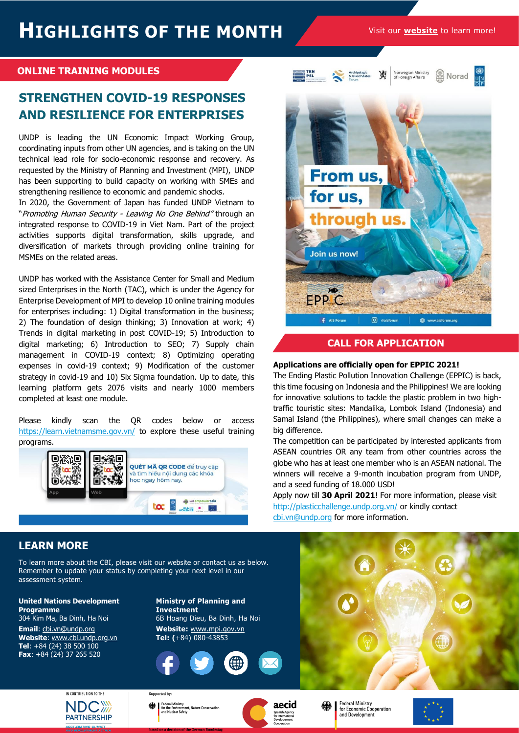# HIGHLIGHTS OF THE MONTH

Visit our **website** to learn more!

## ONLINE TRAINING MODULES

### STRENGTHEN COVID-19 RESPONSES AND RESILIENCE FOR ENTERPRISES

UNDP is leading the UN Economic Impact Working Group, coordinating inputs from other UN agencies, and is taking on the UN technical lead role for socio-economic response and recovery. As requested by the Ministry of Planning and Investment (MPI), UNDP has been supporting to build capacity on working with SMEs and strengthening resilience to economic and pandemic shocks.

In 2020, the Government of Japan has funded UNDP Vietnam to "*Promoting Human Security - Leaving No One Behind*" through an integrated response to COVID-19 in Viet Nam. Part of the project activities supports digital transformation, skills upgrade, and diversification of markets through providing online training for MSMEs on the related areas.

UNDP has worked with the Assistance Center for Small and Medium sized Enterprises in the North (TAC), which is under the Agency for Enterprise Development of MPI to develop 10 online training modules for enterprises including: 1) Digital transformation in the business; 2) The foundation of design thinking; 3) Innovation at work; 4) Trends in digital marketing in post COVID-19; 5) Introduction to digital marketing; 6) Introduction to SEO; 7) Supply chain management in COVID-19 context; 8) Optimizing operating expenses in covid-19 context; 9) Modification of the customer strategy in covid-19 and 10) Six Sigma foundation. Up to date, this learning platform gets 2076 visits and nearly 1000 members completed at least one module.

Please kindly scan the QR codes below or access https://learn.vietnamsme.gov.vn/ to explore these useful training programs.

App

Web

QUÉT MÃ QR CODE để truy cập và tìm hiểu nội dung các khóa học ngay hôm nay.

## CALL FOR APPLICATION

**Applications are officially open for EPPIC 2021!**

The Ending Plastic Pollution Innovation Challenge (EPPIC) is back, this time focusing on Indonesia and the Philippines! We are looking for innovative solutions to tackle the plastic problem in two high-traffic touristic sites: Mandalika, Lombok Island (Indonesia) and Samal Island (the Philippines), where small changes can make a big difference.

The competition can be participated by interested applicants from ASEAN countries OR any team from other countries across the globe who has at least one member who is an ASEAN national. The winners will receive a 9-month incubation program from UNDP, and a seed funding of 18.000 USD!

Apply now till **30 April 2021**! For more information, please visit http://plasticchallenge.undp.org.vn/ or kindly contact cbi.vn@undp.org for more information.

## LEARN MORE

To learn more about the CBI, please visit our website or contact us as below. Remember to update your status by completing your next level in our assessment system.

**United Nations Development Programme**
304 Kim Ma, Ba Dinh, Ha Noi
**Email**: cbi.vn@undp.org
**Website**: www.cbi.undp.org.vn
**Tel**: +84 (24) 38 500 100
**Fax**: +84 (24) 37 265 520

**Ministry of Planning and Investment**
6B Hoang Dieu, Ba Dinh, Ha Noi
**Website:** www.mpi.gov.vn
**Tel: (**+84) 080-43853

IN CONTRIBUTION TO THE NDC PARTNERSHIP

Supported by: Federal Ministry for the Environment, Nature Conservation and Nuclear Safety — based on a decision of the German Bundestag

aecid — Spanish Agency for International Developement Cooperation

Federal Ministry for Economic Cooperation and Development